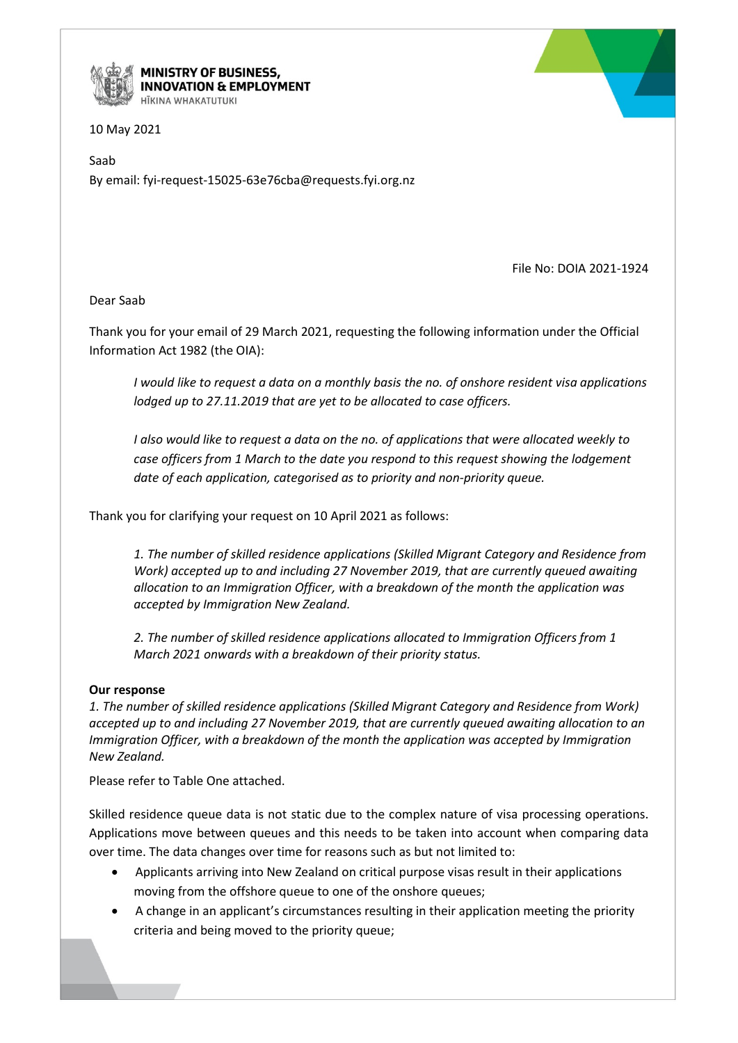**MINISTRY OF BUSINESS, INNOVATION & EMPLOYMENT**
HĪKINA WHAKATUTUKI

10 May 2021

Saab
By email: fyi-request-15025-63e76cba@requests.fyi.org.nz

File No: DOIA 2021-1924

Dear Saab

Thank you for your email of 29 March 2021, requesting the following information under the Official Information Act 1982 (the OIA):

> *I would like to request a data on a monthly basis the no. of onshore resident visa applications lodged up to 27.11.2019 that are yet to be allocated to case officers.*
>
> *I also would like to request a data on the no. of applications that were allocated weekly to case officers from 1 March to the date you respond to this request showing the lodgement date of each application, categorised as to priority and non-priority queue.*

Thank you for clarifying your request on 10 April 2021 as follows:

> *1. The number of skilled residence applications (Skilled Migrant Category and Residence from Work) accepted up to and including 27 November 2019, that are currently queued awaiting allocation to an Immigration Officer, with a breakdown of the month the application was accepted by Immigration New Zealand.*
>
> *2. The number of skilled residence applications allocated to Immigration Officers from 1 March 2021 onwards with a breakdown of their priority status.*

**Our response**

*1. The number of skilled residence applications (Skilled Migrant Category and Residence from Work) accepted up to and including 27 November 2019, that are currently queued awaiting allocation to an Immigration Officer, with a breakdown of the month the application was accepted by Immigration New Zealand.*

Please refer to Table One attached.

Skilled residence queue data is not static due to the complex nature of visa processing operations. Applications move between queues and this needs to be taken into account when comparing data over time. The data changes over time for reasons such as but not limited to:

- Applicants arriving into New Zealand on critical purpose visas result in their applications moving from the offshore queue to one of the onshore queues;
- A change in an applicant's circumstances resulting in their application meeting the priority criteria and being moved to the priority queue;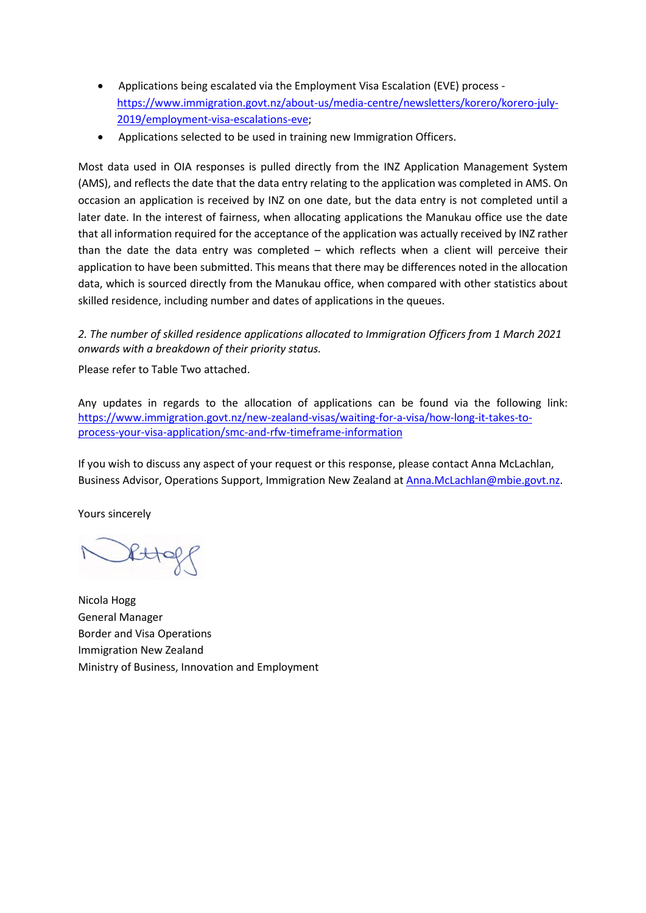- Applications being escalated via the Employment Visa Escalation (EVE) process - https://www.immigration.govt.nz/about-us/media-centre/newsletters/korero/korero-july-2019/employment-visa-escalations-eve;
- Applications selected to be used in training new Immigration Officers.

Most data used in OIA responses is pulled directly from the INZ Application Management System (AMS), and reflects the date that the data entry relating to the application was completed in AMS. On occasion an application is received by INZ on one date, but the data entry is not completed until a later date. In the interest of fairness, when allocating applications the Manukau office use the date that all information required for the acceptance of the application was actually received by INZ rather than the date the data entry was completed – which reflects when a client will perceive their application to have been submitted. This means that there may be differences noted in the allocation data, which is sourced directly from the Manukau office, when compared with other statistics about skilled residence, including number and dates of applications in the queues.

*2. The number of skilled residence applications allocated to Immigration Officers from 1 March 2021 onwards with a breakdown of their priority status.*

Please refer to Table Two attached.

Any updates in regards to the allocation of applications can be found via the following link: https://www.immigration.govt.nz/new-zealand-visas/waiting-for-a-visa/how-long-it-takes-to-process-your-visa-application/smc-and-rfw-timeframe-information

If you wish to discuss any aspect of your request or this response, please contact Anna McLachlan, Business Advisor, Operations Support, Immigration New Zealand at Anna.McLachlan@mbie.govt.nz.

Yours sincerely

Nicola Hogg
General Manager
Border and Visa Operations
Immigration New Zealand
Ministry of Business, Innovation and Employment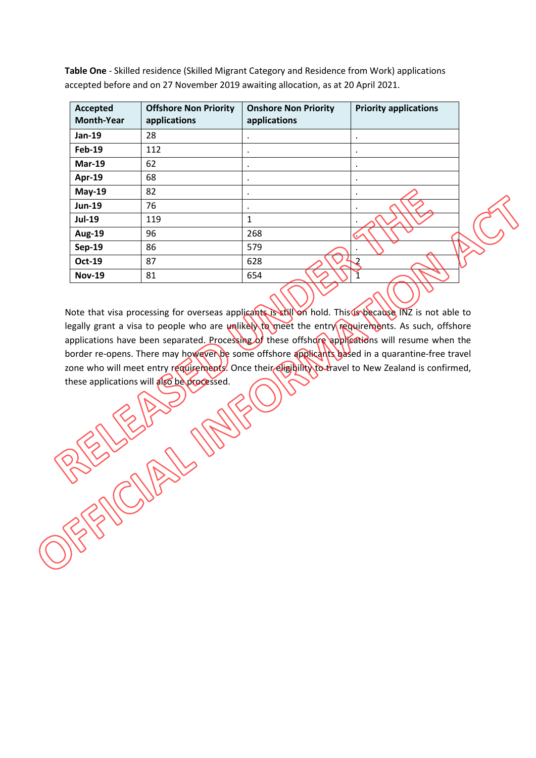**Table One** - Skilled residence (Skilled Migrant Category and Residence from Work) applications accepted before and on 27 November 2019 awaiting allocation, as at 20 April 2021.

| Accepted Month-Year | Offshore Non Priority applications | Onshore Non Priority applications | Priority applications |
|---|---|---|---|
| **Jan-19** | 28 | . | . |
| **Feb-19** | 112 | . | . |
| **Mar-19** | 62 | . | . |
| **Apr-19** | 68 | . | . |
| **May-19** | 82 | . | . |
| **Jun-19** | 76 | . | . |
| **Jul-19** | 119 | 1 | . |
| **Aug-19** | 96 | 268 | . |
| **Sep-19** | 86 | 579 | . |
| **Oct-19** | 87 | 628 | 2 |
| **Nov-19** | 81 | 654 | 1 |

Note that visa processing for overseas applicants is still on hold. This is because INZ is not able to legally grant a visa to people who are unlikely to meet the entry requirements. As such, offshore applications have been separated. Processing of these offshore applications will resume when the border re-opens. There may however be some offshore applicants based in a quarantine-free travel zone who will meet entry requirements. Once their eligibility to travel to New Zealand is confirmed, these applications will also be processed.

RELEASED UNDER THE OFFICIAL INFORMATION ACT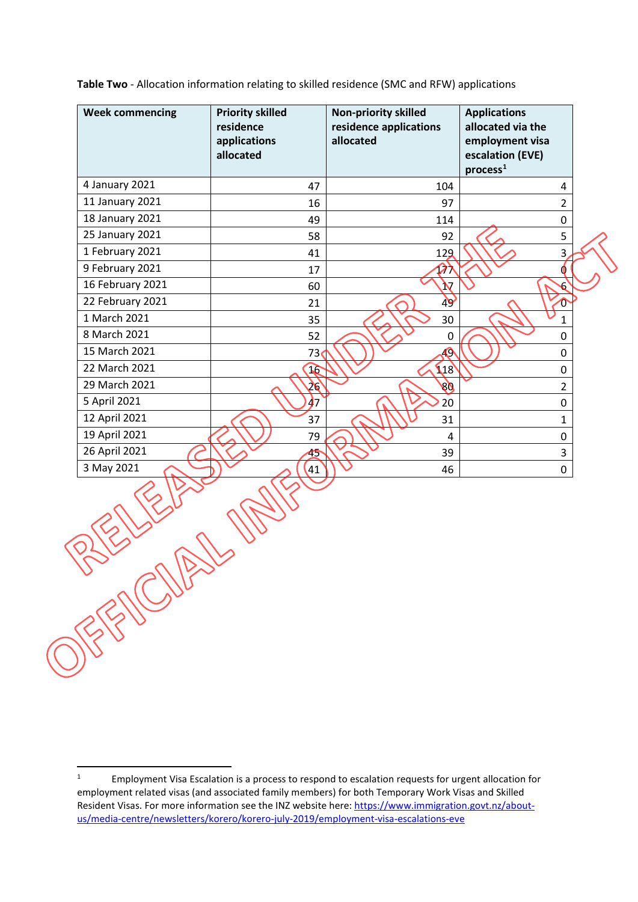**Table Two** - Allocation information relating to skilled residence (SMC and RFW) applications

| Week commencing | Priority skilled residence applications allocated | Non-priority skilled residence applications allocated | Applications allocated via the employment visa escalation (EVE) process[1] |
|---|---|---|---|
| 4 January 2021 | 47 | 104 | 4 |
| 11 January 2021 | 16 | 97 | 2 |
| 18 January 2021 | 49 | 114 | 0 |
| 25 January 2021 | 58 | 92 | 5 |
| 1 February 2021 | 41 | 129 | 3 |
| 9 February 2021 | 17 | 177 | 0 |
| 16 February 2021 | 60 | 17 | 6 |
| 22 February 2021 | 21 | 49 | 0 |
| 1 March 2021 | 35 | 30 | 1 |
| 8 March 2021 | 52 | 0 | 0 |
| 15 March 2021 | 73 | 49 | 0 |
| 22 March 2021 | 16 | 118 | 0 |
| 29 March 2021 | 26 | 80 | 2 |
| 5 April 2021 | 47 | 20 | 0 |
| 12 April 2021 | 37 | 31 | 1 |
| 19 April 2021 | 79 | 4 | 0 |
| 26 April 2021 | 45 | 39 | 3 |
| 3 May 2021 | 41 | 46 | 0 |

RELEASED UNDER THE OFFICIAL INFORMATION ACT

[1] Employment Visa Escalation is a process to respond to escalation requests for urgent allocation for employment related visas (and associated family members) for both Temporary Work Visas and Skilled Resident Visas. For more information see the INZ website here: https://www.immigration.govt.nz/about-us/media-centre/newsletters/korero/korero-july-2019/employment-visa-escalations-eve